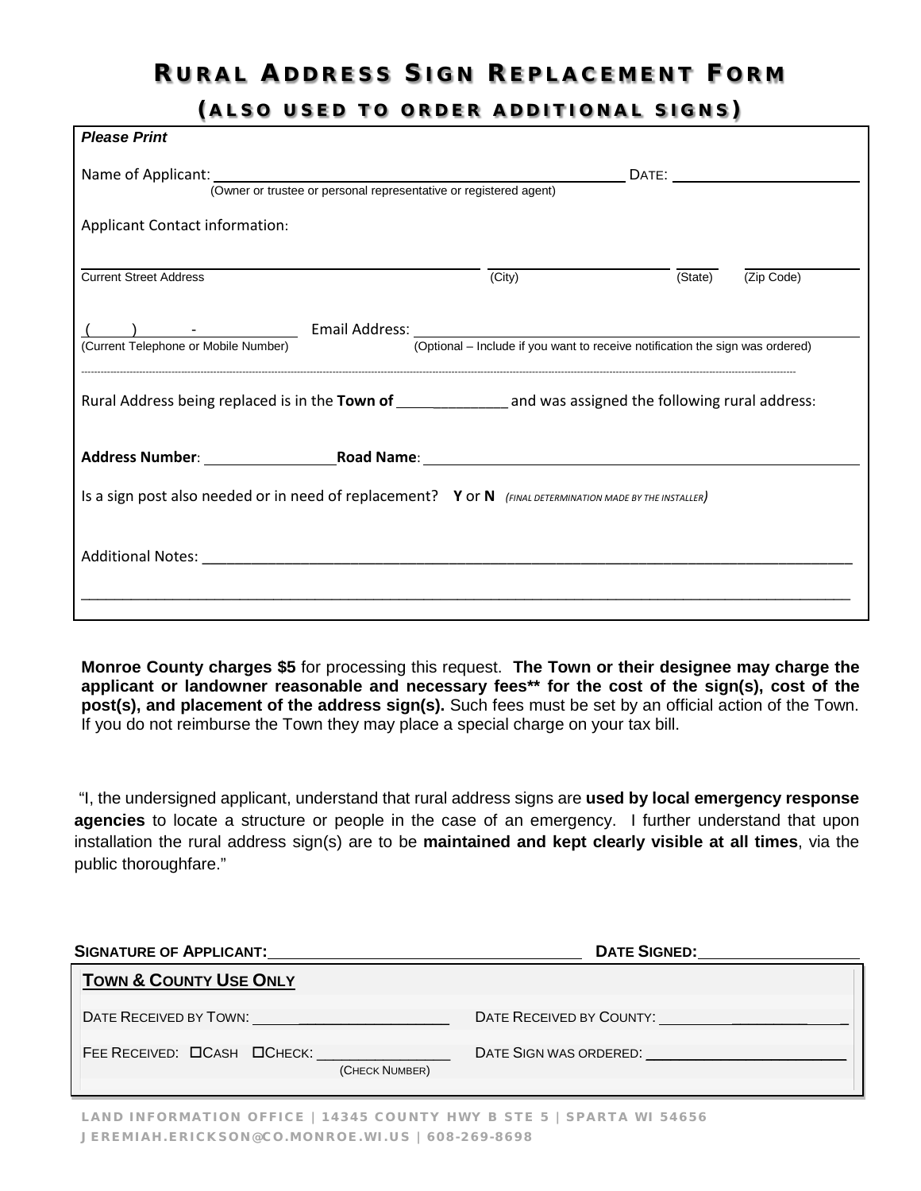# Rural Address Sign Replacement Form

## (also used to order additional signs)

***Please Print***

Name of Applicant: ______________________________ DATE: ____________
(Owner or trustee or personal representative or registered agent)

Applicant Contact information:

______________________________ ____________ ______ ________
Current Street Address (City) (State) (Zip Code)

( ) - ____________ Email Address: ______________________________
(Current Telephone or Mobile Number) (Optional – Include if you want to receive notification the sign was ordered)

---

Rural Address being replaced is in the **Town of** _____________ and was assigned the following rural address:

**Address Number**: ______________ **Road Name**: ______________________________

Is a sign post also needed or in need of replacement? **Y** or **N** *(FINAL DETERMINATION MADE BY THE INSTALLER)*

Additional Notes: ______________________________________________________________

______________________________________________________________________________

**Monroe County charges $5** for processing this request. **The Town or their designee may charge the applicant or landowner reasonable and necessary fees\*\* for the cost of the sign(s), cost of the post(s), and placement of the address sign(s).** Such fees must be set by an official action of the Town. If you do not reimburse the Town they may place a special charge on your tax bill.

"I, the undersigned applicant, understand that rural address signs are **used by local emergency response agencies** to locate a structure or people in the case of an emergency. I further understand that upon installation the rural address sign(s) are to be **maintained and kept clearly visible at all times**, via the public thoroughfare."

**SIGNATURE OF APPLICANT:** ______________________________ **DATE SIGNED:** ______________

**TOWN & COUNTY USE ONLY**

| | |
|---|---|
| DATE RECEIVED BY TOWN: ______________ | DATE RECEIVED BY COUNTY: ______________ |
| FEE RECEIVED: ☐CASH ☐CHECK: ______________ (CHECK NUMBER) | DATE SIGN WAS ORDERED: ______________ |

LAND INFORMATION OFFICE | 14345 COUNTY HWY B STE 5 | SPARTA WI 54656
JEREMIAH.ERICKSON@CO.MONROE.WI.US | 608-269-8698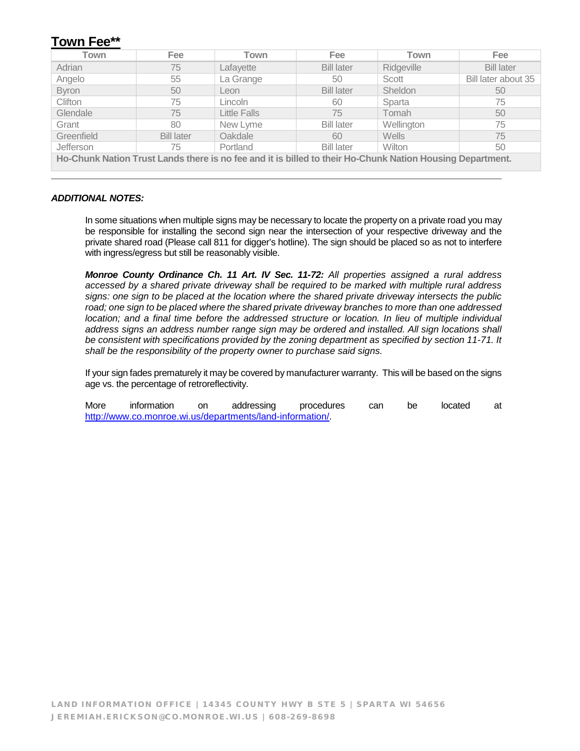## Town Fee**

| Town | Fee | Town | Fee | Town | Fee |
|---|---|---|---|---|---|
| Adrian | 75 | Lafayette | Bill later | Ridgeville | Bill later |
| Angelo | 55 | La Grange | 50 | Scott | Bill later about 35 |
| Byron | 50 | Leon | Bill later | Sheldon | 50 |
| Clifton | 75 | Lincoln | 60 | Sparta | 75 |
| Glendale | 75 | Little Falls | 75 | Tomah | 50 |
| Grant | 80 | New Lyme | Bill later | Wellington | 75 |
| Greenfield | Bill later | Oakdale | 60 | Wells | 75 |
| Jefferson | 75 | Portland | Bill later | Wilton | 50 |
| **Ho-Chunk Nation Trust Lands there is no fee and it is billed to their Ho-Chunk Nation Housing Department.** | | | | | |

***ADDITIONAL NOTES:***

In some situations when multiple signs may be necessary to locate the property on a private road you may be responsible for installing the second sign near the intersection of your respective driveway and the private shared road (Please call 811 for digger's hotline). The sign should be placed so as not to interfere with ingress/egress but still be reasonably visible.

***Monroe County Ordinance Ch. 11 Art. IV Sec. 11-72:*** *All properties assigned a rural address accessed by a shared private driveway shall be required to be marked with multiple rural address signs: one sign to be placed at the location where the shared private driveway intersects the public road; one sign to be placed where the shared private driveway branches to more than one addressed location; and a final time before the addressed structure or location. In lieu of multiple individual address signs an address number range sign may be ordered and installed. All sign locations shall be consistent with specifications provided by the zoning department as specified by section 11-71. It shall be the responsibility of the property owner to purchase said signs.*

If your sign fades prematurely it may be covered by manufacturer warranty. This will be based on the signs age vs. the percentage of retroreflectivity.

More information on addressing procedures can be located at http://www.co.monroe.wi.us/departments/land-information/.

LAND INFORMATION OFFICE | 14345 COUNTY HWY B STE 5 | SPARTA WI 54656
JEREMIAH.ERICKSON@CO.MONROE.WI.US | 608-269-8698